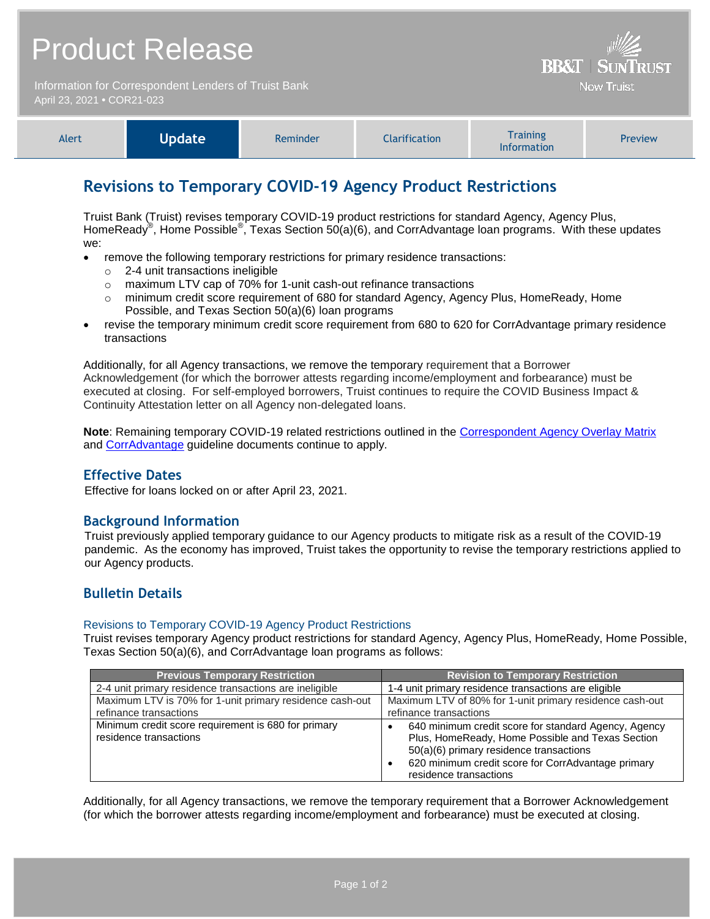# Product Release

Information for Correspondent Lenders of Truist Bank
April 23, 2021 • COR21-023

BB&T | SunTrust
Now Truist

| Alert | **Update** | Reminder | Clarification | Training Information | Preview |
|---|---|---|---|---|---|

## Revisions to Temporary COVID-19 Agency Product Restrictions

Truist Bank (Truist) revises temporary COVID-19 product restrictions for standard Agency, Agency Plus, HomeReady®, Home Possible®, Texas Section 50(a)(6), and CorrAdvantage loan programs. With these updates we:

- remove the following temporary restrictions for primary residence transactions:
  - 2-4 unit transactions ineligible
  - maximum LTV cap of 70% for 1-unit cash-out refinance transactions
  - minimum credit score requirement of 680 for standard Agency, Agency Plus, HomeReady, Home Possible, and Texas Section 50(a)(6) loan programs
- revise the temporary minimum credit score requirement from 680 to 620 for CorrAdvantage primary residence transactions

Additionally, for all Agency transactions, we remove the temporary requirement that a Borrower Acknowledgement (for which the borrower attests regarding income/employment and forbearance) must be executed at closing. For self-employed borrowers, Truist continues to require the COVID Business Impact & Continuity Attestation letter on all Agency non-delegated loans.

**Note**: Remaining temporary COVID-19 related restrictions outlined in the Correspondent Agency Overlay Matrix and CorrAdvantage guideline documents continue to apply.

### Effective Dates

Effective for loans locked on or after April 23, 2021.

### Background Information

Truist previously applied temporary guidance to our Agency products to mitigate risk as a result of the COVID-19 pandemic. As the economy has improved, Truist takes the opportunity to revise the temporary restrictions applied to our Agency products.

### Bulletin Details

#### Revisions to Temporary COVID-19 Agency Product Restrictions

Truist revises temporary Agency product restrictions for standard Agency, Agency Plus, HomeReady, Home Possible, Texas Section 50(a)(6), and CorrAdvantage loan programs as follows:

| Previous Temporary Restriction | Revision to Temporary Restriction |
|---|---|
| 2-4 unit primary residence transactions are ineligible | 1-4 unit primary residence transactions are eligible |
| Maximum LTV is 70% for 1-unit primary residence cash-out refinance transactions | Maximum LTV of 80% for 1-unit primary residence cash-out refinance transactions |
| Minimum credit score requirement is 680 for primary residence transactions | • 640 minimum credit score for standard Agency, Agency Plus, HomeReady, Home Possible and Texas Section 50(a)(6) primary residence transactions<br>• 620 minimum credit score for CorrAdvantage primary residence transactions |

Additionally, for all Agency transactions, we remove the temporary requirement that a Borrower Acknowledgement (for which the borrower attests regarding income/employment and forbearance) must be executed at closing.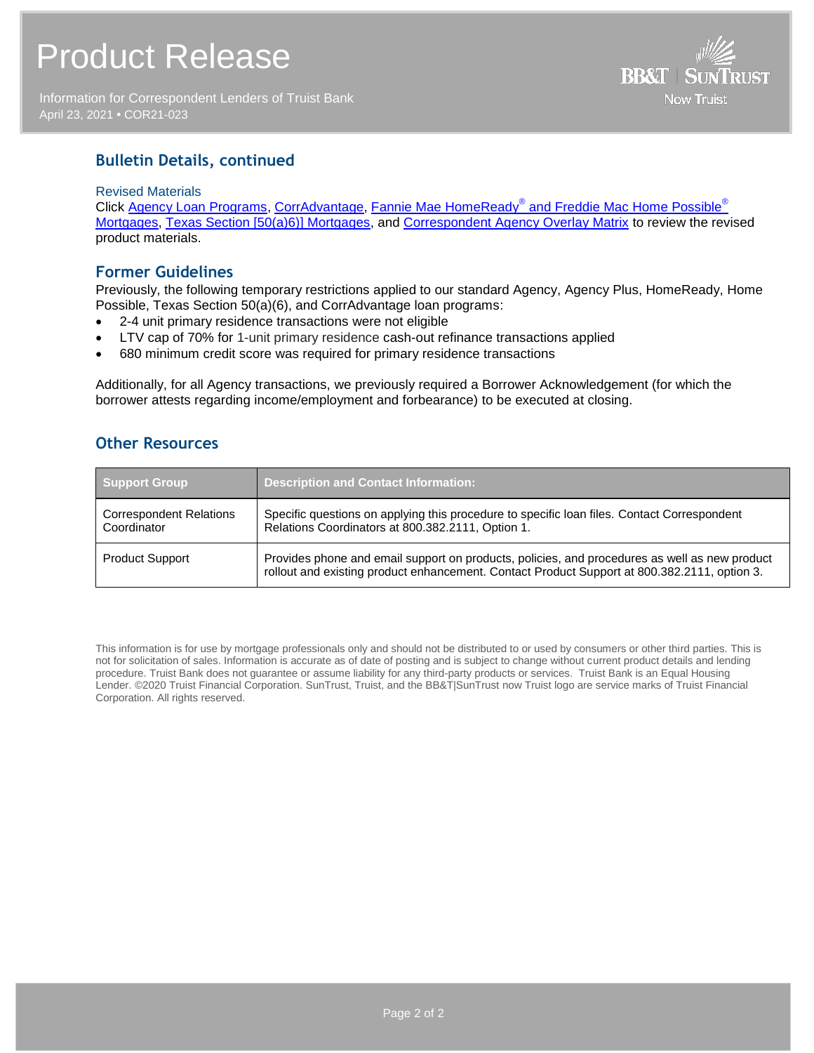## Bulletin Details, continued

### Revised Materials

Click Agency Loan Programs, CorrAdvantage, Fannie Mae HomeReady® and Freddie Mac Home Possible® Mortgages, Texas Section [50(a)6)] Mortgages, and Correspondent Agency Overlay Matrix to review the revised product materials.

## Former Guidelines

Previously, the following temporary restrictions applied to our standard Agency, Agency Plus, HomeReady, Home Possible, Texas Section 50(a)(6), and CorrAdvantage loan programs:

- 2-4 unit primary residence transactions were not eligible
- LTV cap of 70% for 1-unit primary residence cash-out refinance transactions applied
- 680 minimum credit score was required for primary residence transactions

Additionally, for all Agency transactions, we previously required a Borrower Acknowledgement (for which the borrower attests regarding income/employment and forbearance) to be executed at closing.

## Other Resources

| Support Group | Description and Contact Information: |
|---|---|
| Correspondent Relations Coordinator | Specific questions on applying this procedure to specific loan files. Contact Correspondent Relations Coordinators at 800.382.2111, Option 1. |
| Product Support | Provides phone and email support on products, policies, and procedures as well as new product rollout and existing product enhancement. Contact Product Support at 800.382.2111, option 3. |

This information is for use by mortgage professionals only and should not be distributed to or used by consumers or other third parties. This is not for solicitation of sales. Information is accurate as of date of posting and is subject to change without current product details and lending procedure. Truist Bank does not guarantee or assume liability for any third-party products or services. Truist Bank is an Equal Housing Lender. ©2020 Truist Financial Corporation. SunTrust, Truist, and the BB&T|SunTrust now Truist logo are service marks of Truist Financial Corporation. All rights reserved.